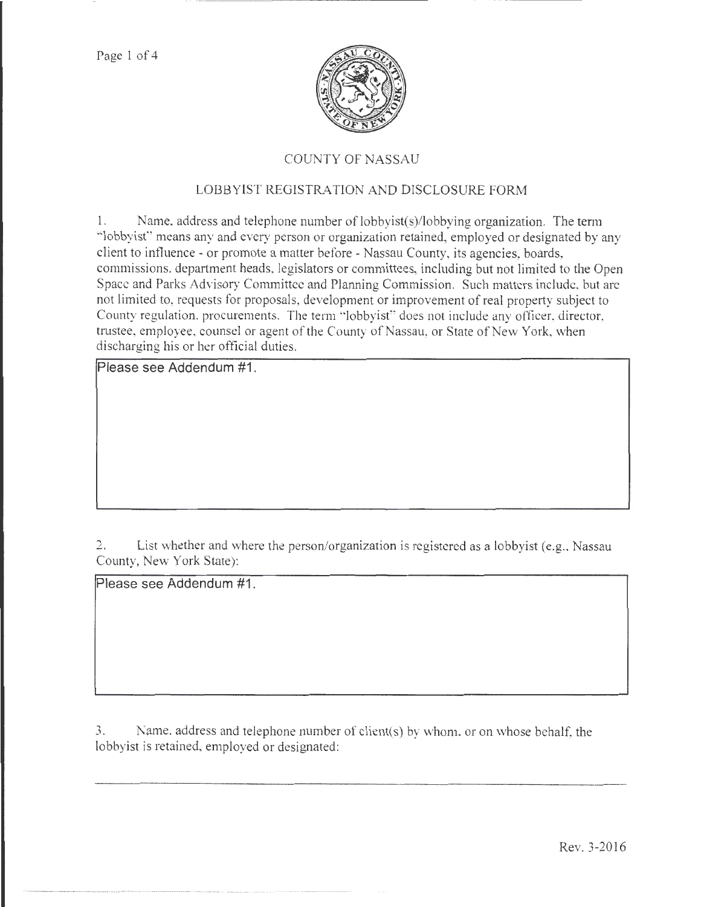# COUNTY OF NASSAU

## LOBBYIST REGISTRATION AND DISCLOSURE FORM

1. Name, address and telephone number of lobbyist(s)/lobbying organization. The term "lobbyist" means any and every person or organization retained, employed or designated by any client to influence - or promote a matter before - Nassau County, its agencies, boards, commissions, department heads, legislators or committees, including but not limited to the Open Space and Parks Advisory Committee and Planning Commission. Such matters include, but are not limited to, requests for proposals, development or improvement of real property subject to County regulation, procurements. The term "lobbyist" does not include any officer, director, trustee, employee, counsel or agent of the County of Nassau, or State of New York, when discharging his or her official duties.

Please see Addendum #1.

2. List whether and where the person/organization is registered as a lobbyist (e.g., Nassau County, New York State):

Please see Addendum #1.

3. Name, address and telephone number of client(s) by whom, or on whose behalf, the lobbyist is retained, employed or designated: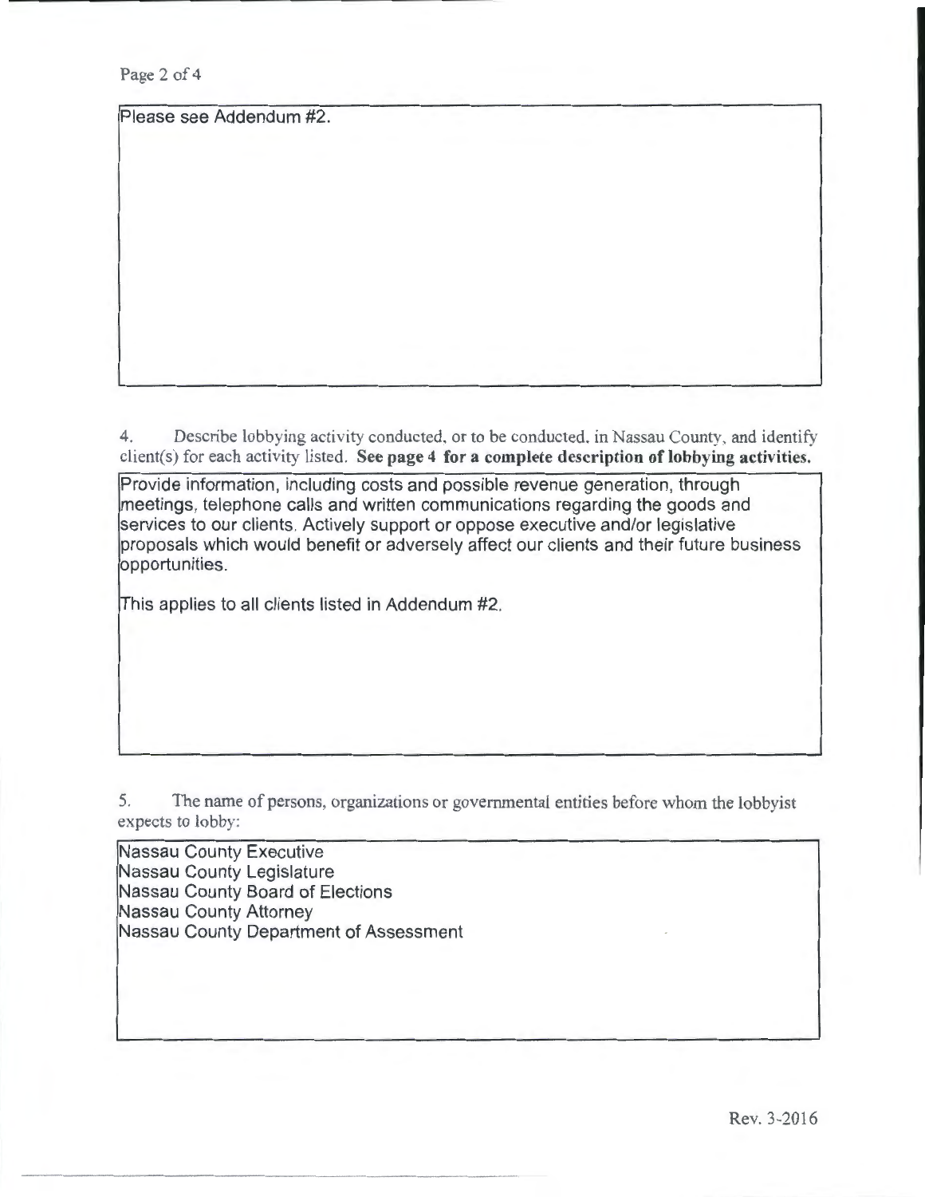Please see Addendum #2.

4. Describe lobbying activity conducted, or to be conducted, in Nassau County, and identify client(s) for each activity listed. **See page 4 for a complete description of lobbying activities.**

Provide information, including costs and possible revenue generation, through meetings, telephone calls and written communications regarding the goods and services to our clients. Actively support or oppose executive and/or legislative proposals which would benefit or adversely affect our clients and their future business opportunities.

This applies to all clients listed in Addendum #2.

5. The name of persons, organizations or governmental entities before whom the lobbyist expects to lobby:

Nassau County Executive
Nassau County Legislature
Nassau County Board of Elections
Nassau County Attorney
Nassau County Department of Assessment

Rev. 3-2016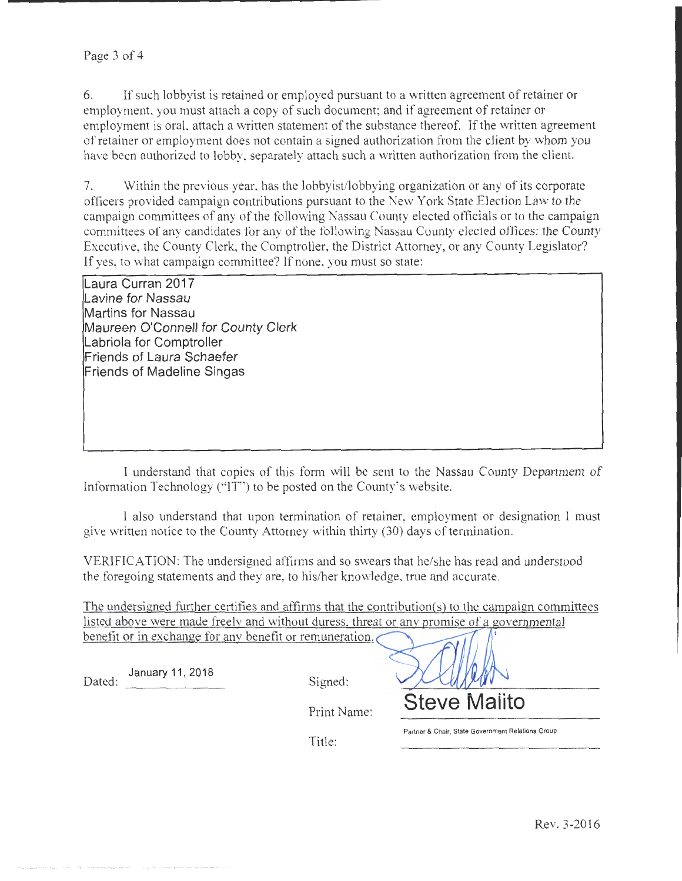6. If such lobbyist is retained or employed pursuant to a written agreement of retainer or employment, you must attach a copy of such document; and if agreement of retainer or employment is oral, attach a written statement of the substance thereof. If the written agreement of retainer or employment does not contain a signed authorization from the client by whom you have been authorized to lobby, separately attach such a written authorization from the client.

7. Within the previous year, has the lobbyist/lobbying organization or any of its corporate officers provided campaign contributions pursuant to the New York State Election Law to the campaign committees of any of the following Nassau County elected officials or to the campaign committees of any candidates for any of the following Nassau County elected offices: the County Executive, the County Clerk, the Comptroller, the District Attorney, or any County Legislator? If yes, to what campaign committee? If none, you must so state:

Laura Curran 2017
Lavine for Nassau
Martins for Nassau
Maureen O'Connell for County Clerk
Labriola for Comptroller
Friends of Laura Schaefer
Friends of Madeline Singas

I understand that copies of this form will be sent to the Nassau County Department of Information Technology ("IT") to be posted on the County's website.

I also understand that upon termination of retainer, employment or designation I must give written notice to the County Attorney within thirty (30) days of termination.

VERIFICATION: The undersigned affirms and so swears that he/she has read and understood the foregoing statements and they are, to his/her knowledge, true and accurate.

The undersigned further certifies and affirms that the contribution(s) to the campaign committees listed above were made freely and without duress, threat or any promise of a governmental benefit or in exchange for any benefit or remuneration.

Dated: January 11, 2018

Signed:

Print Name: Steve Malito

Title: Partner & Chair, State Government Relations Group

Rev. 3-2016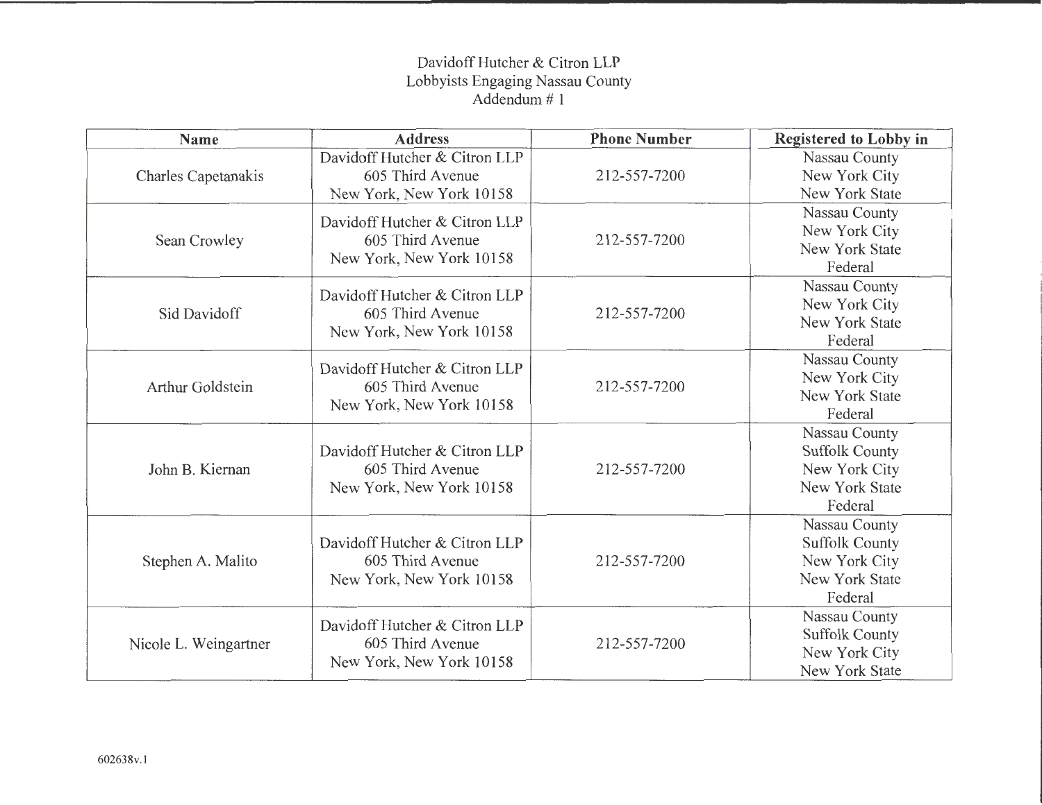# Davidoff Hutcher & Citron LLP
## Lobbyists Engaging Nassau County
### Addendum # 1

| Name | Address | Phone Number | Registered to Lobby in |
|---|---|---|---|
| Charles Capetanakis | Davidoff Hutcher & Citron LLP<br>605 Third Avenue<br>New York, New York 10158 | 212-557-7200 | Nassau County<br>New York City<br>New York State |
| Sean Crowley | Davidoff Hutcher & Citron LLP<br>605 Third Avenue<br>New York, New York 10158 | 212-557-7200 | Nassau County<br>New York City<br>New York State<br>Federal |
| Sid Davidoff | Davidoff Hutcher & Citron LLP<br>605 Third Avenue<br>New York, New York 10158 | 212-557-7200 | Nassau County<br>New York City<br>New York State<br>Federal |
| Arthur Goldstein | Davidoff Hutcher & Citron LLP<br>605 Third Avenue<br>New York, New York 10158 | 212-557-7200 | Nassau County<br>New York City<br>New York State<br>Federal |
| John B. Kiernan | Davidoff Hutcher & Citron LLP<br>605 Third Avenue<br>New York, New York 10158 | 212-557-7200 | Nassau County<br>Suffolk County<br>New York City<br>New York State<br>Federal |
| Stephen A. Malito | Davidoff Hutcher & Citron LLP<br>605 Third Avenue<br>New York, New York 10158 | 212-557-7200 | Nassau County<br>Suffolk County<br>New York City<br>New York State<br>Federal |
| Nicole L. Weingartner | Davidoff Hutcher & Citron LLP<br>605 Third Avenue<br>New York, New York 10158 | 212-557-7200 | Nassau County<br>Suffolk County<br>New York City<br>New York State |

602638v.1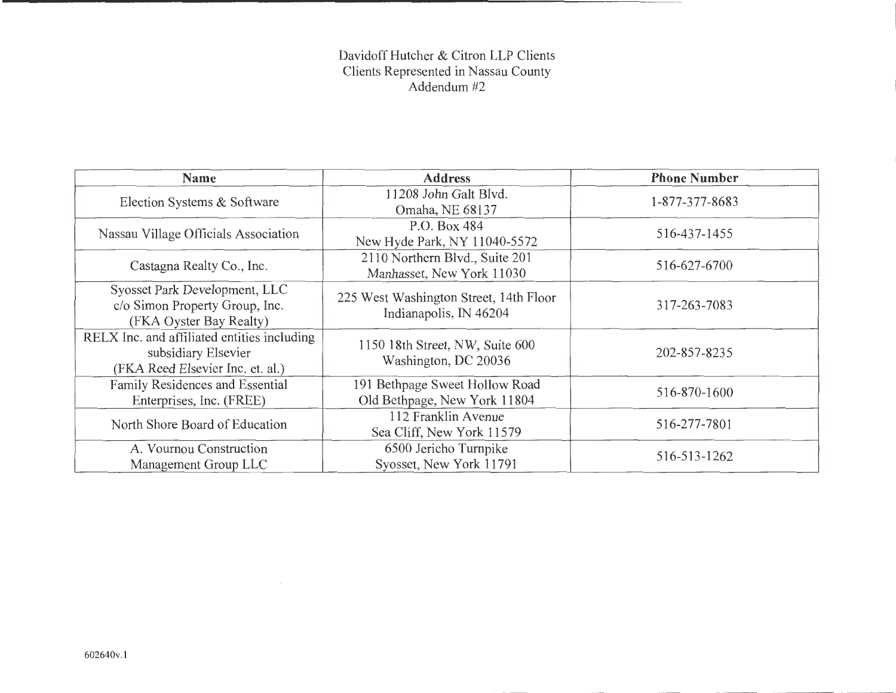Davidoff Hutcher & Citron LLP Clients
Clients Represented in Nassau County
Addendum #2

| Name | Address | Phone Number |
|---|---|---|
| Election Systems & Software | 11208 John Galt Blvd. Omaha, NE 68137 | 1-877-377-8683 |
| Nassau Village Officials Association | P.O. Box 484 New Hyde Park, NY 11040-5572 | 516-437-1455 |
| Castagna Realty Co., Inc. | 2110 Northern Blvd., Suite 201 Manhasset, New York 11030 | 516-627-6700 |
| Syosset Park Development, LLC c/o Simon Property Group, Inc. (FKA Oyster Bay Realty) | 225 West Washington Street, 14th Floor Indianapolis, IN 46204 | 317-263-7083 |
| RELX Inc. and affiliated entities including subsidiary Elsevier (FKA Reed Elsevier Inc. et. al.) | 1150 18th Street, NW, Suite 600 Washington, DC 20036 | 202-857-8235 |
| Family Residences and Essential Enterprises, Inc. (FREE) | 191 Bethpage Sweet Hollow Road Old Bethpage, New York 11804 | 516-870-1600 |
| North Shore Board of Education | 112 Franklin Avenue Sea Cliff, New York 11579 | 516-277-7801 |
| A. Vournou Construction Management Group LLC | 6500 Jericho Turnpike Syosset, New York 11791 | 516-513-1262 |

602640v.1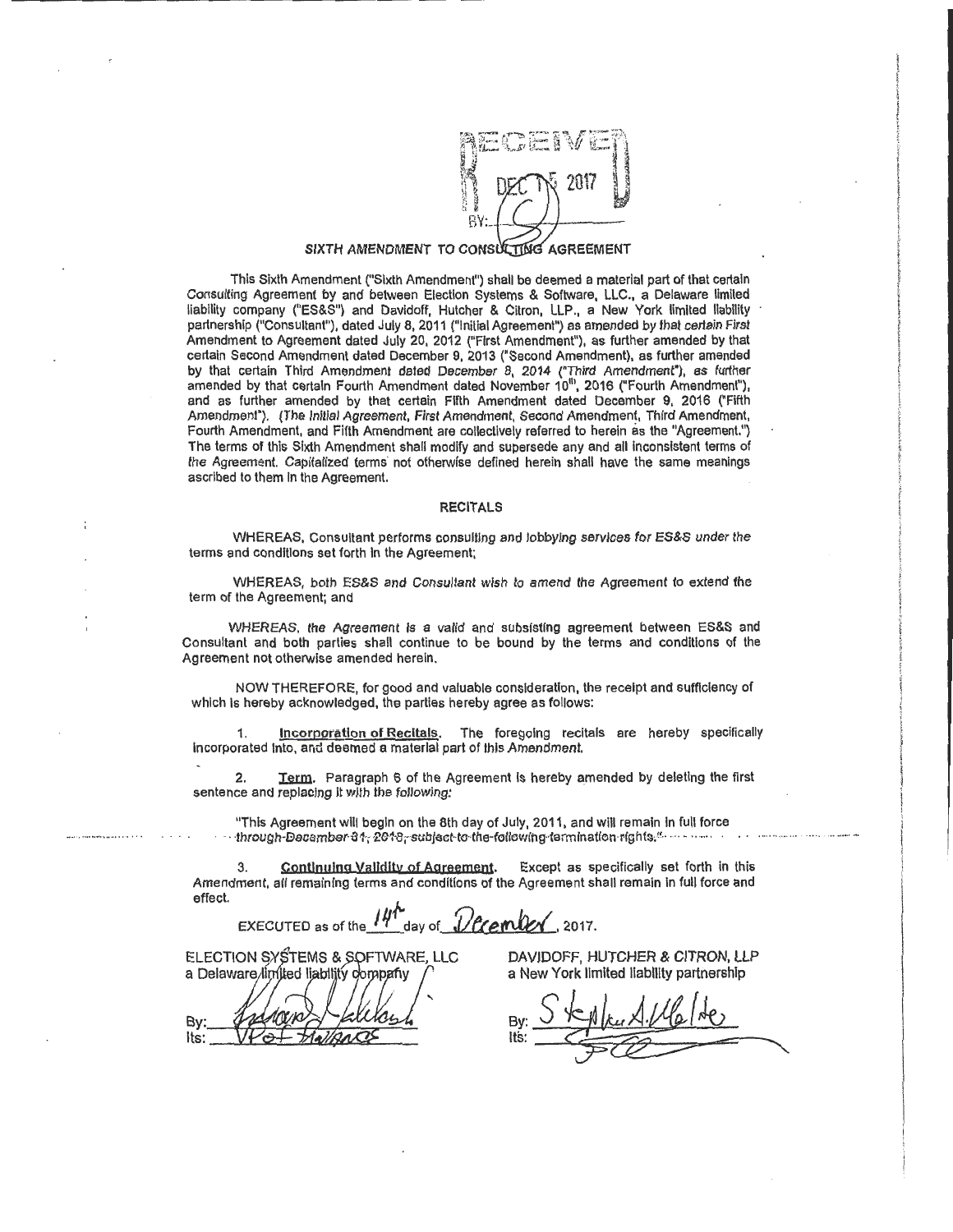RECEIVED
DEC 15 2017
BY:

# SIXTH AMENDMENT TO CONSULTING AGREEMENT

This Sixth Amendment ("Sixth Amendment") shall be deemed a material part of that certain Consulting Agreement by and between Election Systems & Software, LLC., a Delaware limited liability company ("ES&S") and Davidoff, Hutcher & Citron, LLP., a New York limited liability partnership ("Consultant"), dated July 8, 2011 ("Initial Agreement") as amended by that certain First Amendment to Agreement dated July 20, 2012 ("First Amendment"), as further amended by that certain Second Amendment dated December 9, 2013 ("Second Amendment), as further amended by that certain Third Amendment dated December 8, 2014 ("Third Amendment"), as further amended by that certain Fourth Amendment dated November 10th, 2016 ("Fourth Amendment"), and as further amended by that certain Fifth Amendment dated December 9, 2016 ("Fifth Amendment"). (The Initial Agreement, First Amendment, Second Amendment, Third Amendment, Fourth Amendment, and Fifth Amendment are collectively referred to herein as the "Agreement.") The terms of this Sixth Amendment shall modify and supersede any and all inconsistent terms of the Agreement. Capitalized terms not otherwise defined herein shall have the same meanings ascribed to them in the Agreement.

## RECITALS

WHEREAS, Consultant performs consulting and lobbying services for ES&S under the terms and conditions set forth in the Agreement;

WHEREAS, both ES&S and Consultant wish to amend the Agreement to extend the term of the Agreement; and

WHEREAS, the Agreement is a valid and subsisting agreement between ES&S and Consultant and both parties shall continue to be bound by the terms and conditions of the Agreement not otherwise amended herein.

NOW THEREFORE, for good and valuable consideration, the receipt and sufficiency of which is hereby acknowledged, the parties hereby agree as follows:

1. **Incorporation of Recitals.** The foregoing recitals are hereby specifically incorporated into, and deemed a material part of this Amendment.

2. **Term.** Paragraph 6 of the Agreement is hereby amended by deleting the first sentence and replacing it with the following:

"This Agreement will begin on the 8th day of July, 2011, and will remain in full force through December 31, 2018, subject to the following termination rights."

3. **Continuing Validity of Agreement.** Except as specifically set forth in this Amendment, all remaining terms and conditions of the Agreement shall remain in full force and effect.

EXECUTED as of the 14th day of December, 2017.

| ELECTION SYSTEMS & SOFTWARE, LLC<br>a Delaware limited liability company | DAVIDOFF, HUTCHER & CITRON, LLP<br>a New York limited liability partnership |
|---|---|
| By: [signature] | By: Stephen A. Mahler |
| Its: VP of Finance | Its: [signature] |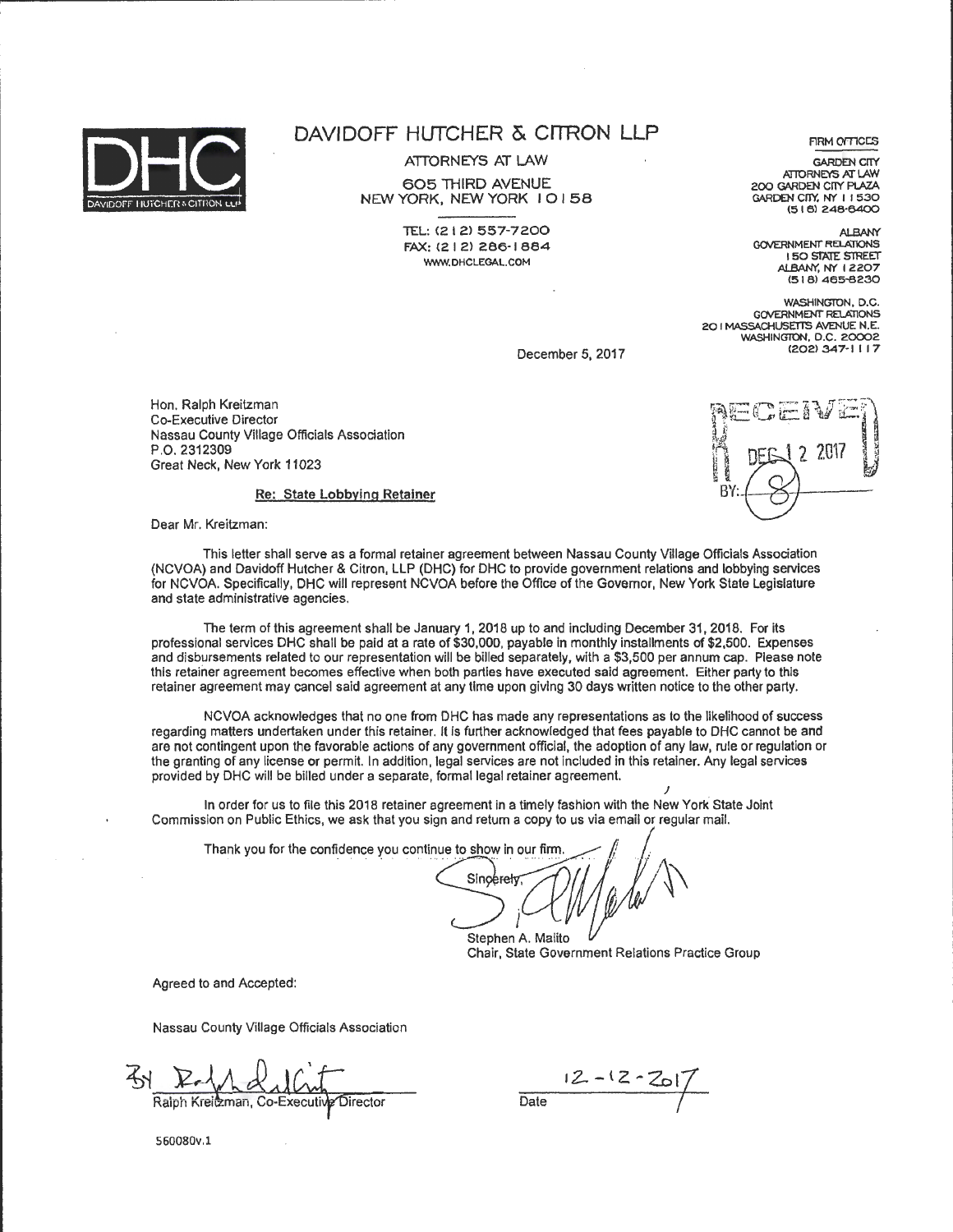# DAVIDOFF HUTCHER & CITRON LLP

ATTORNEYS AT LAW

605 THIRD AVENUE
NEW YORK, NEW YORK 10158

TEL: (212) 557-7200
FAX: (212) 286-1884
WWW.DHCLEGAL.COM

FIRM OFFICES

GARDEN CITY
ATTORNEYS AT LAW
200 GARDEN CITY PLAZA
GARDEN CITY, NY 11530
(516) 248-6400

ALBANY
GOVERNMENT RELATIONS
150 STATE STREET
ALBANY, NY 12207
(518) 465-8230

WASHINGTON, D.C.
GOVERNMENT RELATIONS
201 MASSACHUSETTS AVENUE N.E.
WASHINGTON, D.C. 20002
(202) 347-1117

December 5, 2017

RECEIVED
DEC 12 2017
BY: (8)

Hon. Ralph Kreitzman
Co-Executive Director
Nassau County Village Officials Association
P.O. 2312309
Great Neck, New York 11023

**Re: State Lobbying Retainer**

Dear Mr. Kreitzman:

This letter shall serve as a formal retainer agreement between Nassau County Village Officials Association (NCVOA) and Davidoff Hutcher & Citron, LLP (DHC) for DHC to provide government relations and lobbying services for NCVOA. Specifically, DHC will represent NCVOA before the Office of the Governor, New York State Legislature and state administrative agencies.

The term of this agreement shall be January 1, 2018 up to and including December 31, 2018. For its professional services DHC shall be paid at a rate of $30,000, payable in monthly installments of $2,500. Expenses and disbursements related to our representation will be billed separately, with a $3,500 per annum cap. Please note this retainer agreement becomes effective when both parties have executed said agreement. Either party to this retainer agreement may cancel said agreement at any time upon giving 30 days written notice to the other party.

NCVOA acknowledges that no one from DHC has made any representations as to the likelihood of success regarding matters undertaken under this retainer. It is further acknowledged that fees payable to DHC cannot be and are not contingent upon the favorable actions of any government official, the adoption of any law, rule or regulation or the granting of any license or permit. In addition, legal services are not included in this retainer. Any legal services provided by DHC will be billed under a separate, formal legal retainer agreement.

In order for us to file this 2018 retainer agreement in a timely fashion with the New York State Joint Commission on Public Ethics, we ask that you sign and return a copy to us via email or regular mail.

Thank you for the confidence you continue to show in our firm.

Sincerely,

Stephen A. Malito
Chair, State Government Relations Practice Group

Agreed to and Accepted:

Nassau County Village Officials Association

By ______________________
Ralph Kreitzman, Co-Executive Director

12-12-2017
Date

560080v.1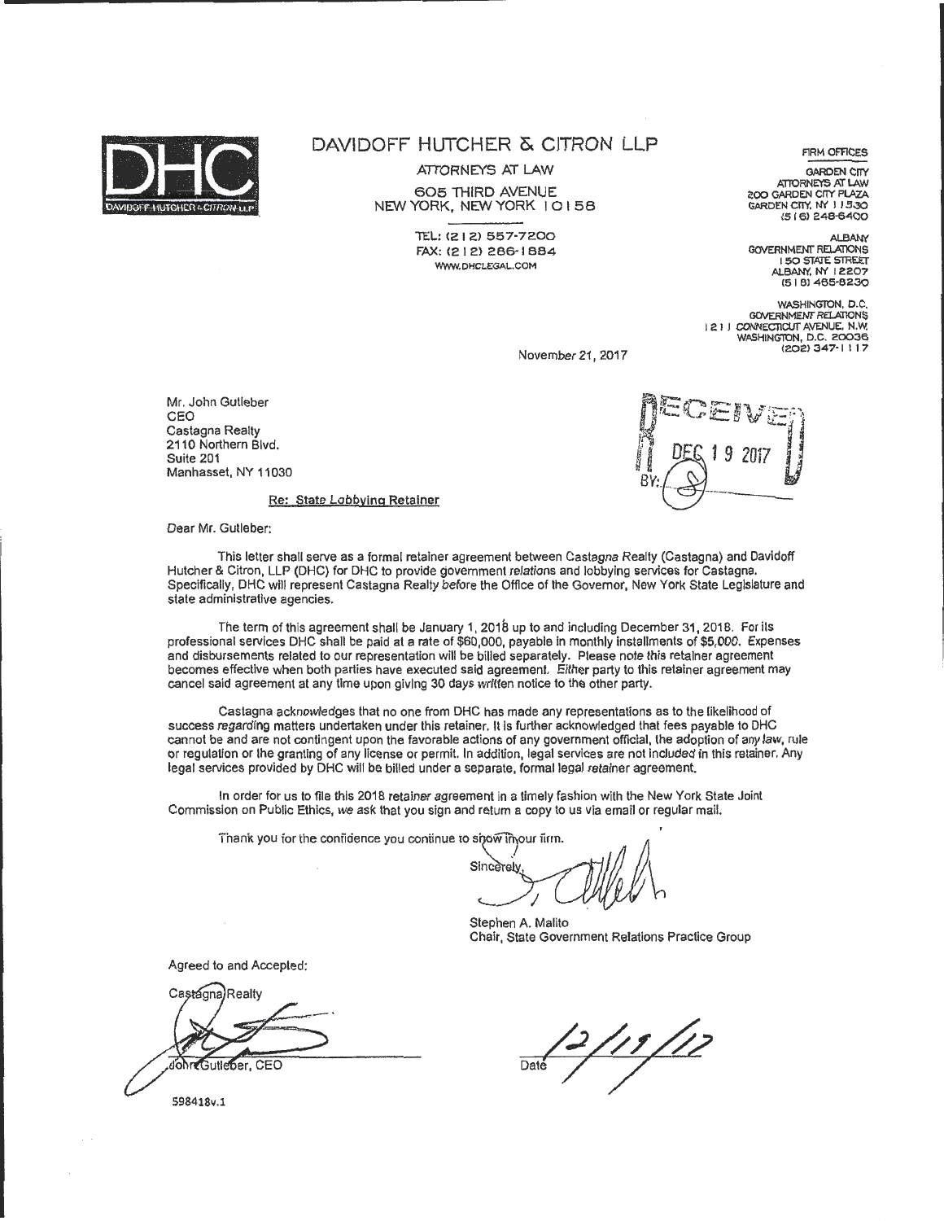DAVIDOFF HUTCHER & CITRON LLP

ATTORNEYS AT LAW

605 THIRD AVENUE
NEW YORK, NEW YORK 10158

TEL: (212) 557-7200
FAX: (212) 286-1884
WWW.DHCLEGAL.COM

FIRM OFFICES

GARDEN CITY
ATTORNEYS AT LAW
200 GARDEN CITY PLAZA
GARDEN CITY, NY 11530
(516) 248-6400

ALBANY
GOVERNMENT RELATIONS
150 STATE STREET
ALBANY, NY 12207
(518) 465-8230

WASHINGTON, D.C.
GOVERNMENT RELATIONS
1211 CONNECTICUT AVENUE, N.W.
WASHINGTON, D.C. 20036
(202) 347-1117

November 21, 2017

RECEIVED
DEC 19 2017
BY:

Mr. John Gutleber
CEO
Castagna Realty
2110 Northern Blvd.
Suite 201
Manhasset, NY 11030

Re: State Lobbying Retainer

Dear Mr. Gutleber:

This letter shall serve as a formal retainer agreement between Castagna Realty (Castagna) and Davidoff Hutcher & Citron, LLP (DHC) for DHC to provide government relations and lobbying services for Castagna. Specifically, DHC will represent Castagna Realty before the Office of the Governor, New York State Legislature and state administrative agencies.

The term of this agreement shall be January 1, 2018 up to and including December 31, 2018. For its professional services DHC shall be paid at a rate of $60,000, payable in monthly installments of $5,000. Expenses and disbursements related to our representation will be billed separately. Please note this retainer agreement becomes effective when both parties have executed said agreement. Either party to this retainer agreement may cancel said agreement at any time upon giving 30 days written notice to the other party.

Castagna acknowledges that no one from DHC has made any representations as to the likelihood of success regarding matters undertaken under this retainer. It is further acknowledged that fees payable to DHC cannot be and are not contingent upon the favorable actions of any government official, the adoption of any law, rule or regulation or the granting of any license or permit. In addition, legal services are not included in this retainer. Any legal services provided by DHC will be billed under a separate, formal legal retainer agreement.

In order for us to file this 2018 retainer agreement in a timely fashion with the New York State Joint Commission on Public Ethics, we ask that you sign and return a copy to us via email or regular mail.

Thank you for the confidence you continue to show in our firm.

Sincerely,

Stephen A. Malito
Chair, State Government Relations Practice Group

Agreed to and Accepted:

Castagna Realty

John Gutleber, CEO

Date 12/19/17

598418v.1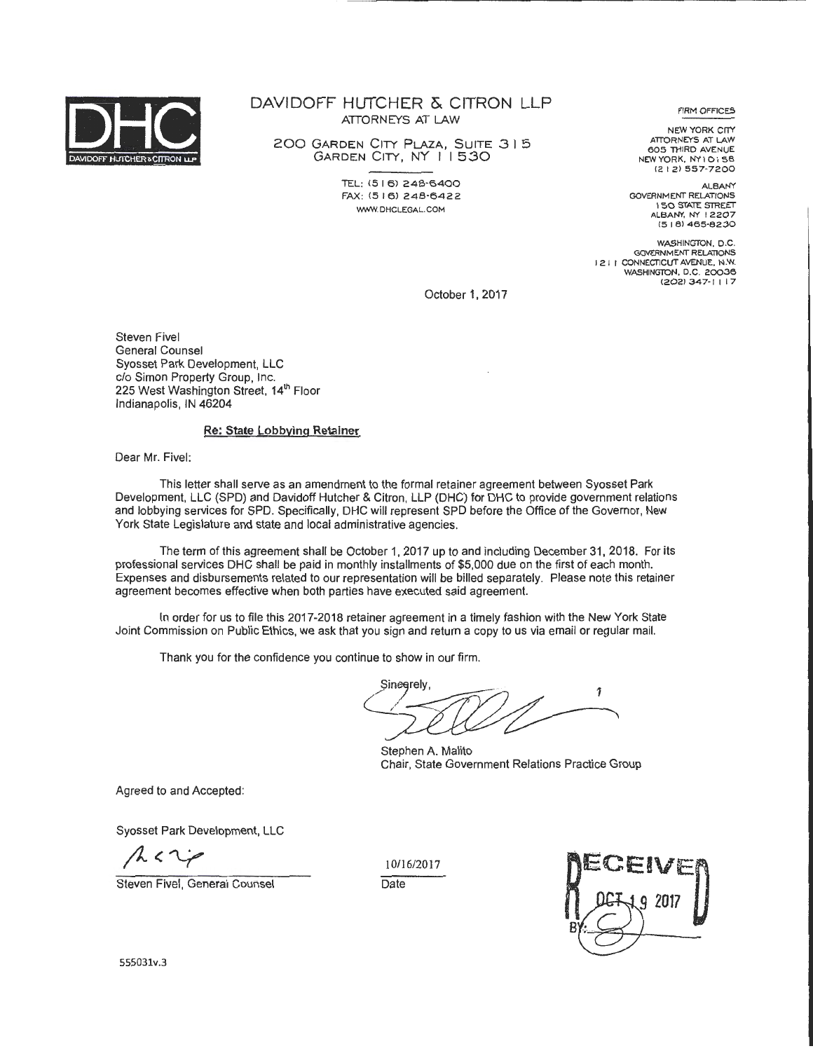# DAVIDOFF HUTCHER & CITRON LLP

ATTORNEYS AT LAW

200 GARDEN CITY PLAZA, SUITE 315
GARDEN CITY, NY 11530

TEL: (516) 248-6400
FAX: (516) 248-6422
WWW.DHCLEGAL.COM

FIRM OFFICES

NEW YORK CITY
ATTORNEYS AT LAW
605 THIRD AVENUE
NEW YORK, NY 10158
(212) 557-7200

ALBANY
GOVERNMENT RELATIONS
150 STATE STREET
ALBANY, NY 12207
(518) 465-8230

WASHINGTON, D.C.
GOVERNMENT RELATIONS
1211 CONNECTICUT AVENUE, N.W.
WASHINGTON, D.C. 20036
(202) 347-1117

October 1, 2017

Steven Fivel
General Counsel
Syosset Park Development, LLC
c/o Simon Property Group, Inc.
225 West Washington Street, 14th Floor
Indianapolis, IN 46204

**Re: State Lobbying Retainer**

Dear Mr. Fivel:

This letter shall serve as an amendment to the formal retainer agreement between Syosset Park Development, LLC (SPD) and Davidoff Hutcher & Citron, LLP (DHC) for DHC to provide government relations and lobbying services for SPD. Specifically, DHC will represent SPD before the Office of the Governor, New York State Legislature and state and local administrative agencies.

The term of this agreement shall be October 1, 2017 up to and including December 31, 2018. For its professional services DHC shall be paid in monthly installments of $5,000 due on the first of each month. Expenses and disbursements related to our representation will be billed separately. Please note this retainer agreement becomes effective when both parties have executed said agreement.

In order for us to file this 2017-2018 retainer agreement in a timely fashion with the New York State Joint Commission on Public Ethics, we ask that you sign and return a copy to us via email or regular mail.

Thank you for the confidence you continue to show in our firm.

Sincerely,

Stephen A. Malito
Chair, State Government Relations Practice Group

Agreed to and Accepted:

Syosset Park Development, LLC

Steven Fivel, General Counsel

10/16/2017
Date

RECEIVED
OCT 19 2017
BY:

555031v.3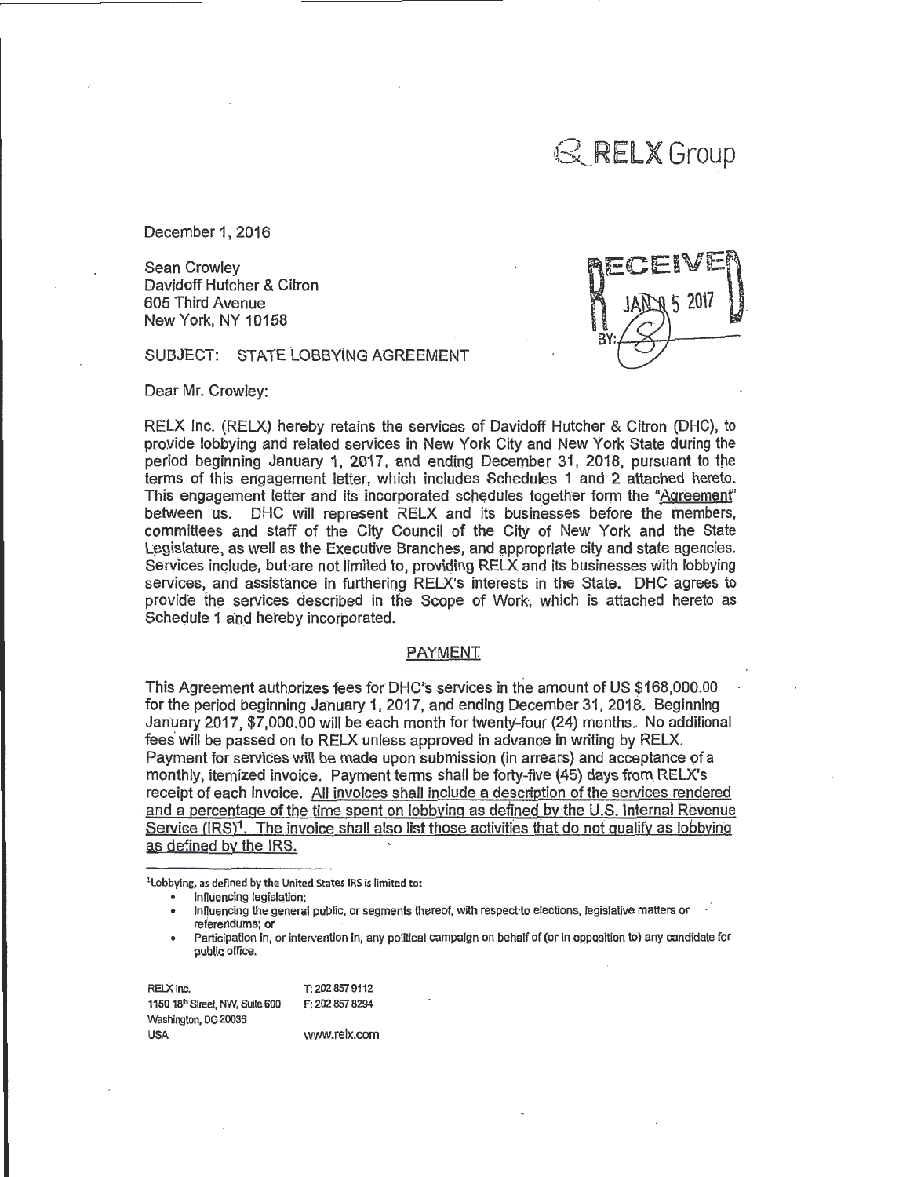RELX Group

December 1, 2016

Sean Crowley
Davidoff Hutcher & Citron
605 Third Avenue
New York, NY 10158

RECEIVED
JAN 05 2017
BY: S

SUBJECT: STATE LOBBYING AGREEMENT

Dear Mr. Crowley:

RELX Inc. (RELX) hereby retains the services of Davidoff Hutcher & Citron (DHC), to provide lobbying and related services in New York City and New York State during the period beginning January 1, 2017, and ending December 31, 2018, pursuant to the terms of this engagement letter, which includes Schedules 1 and 2 attached hereto. This engagement letter and its incorporated schedules together form the "Agreement" between us. DHC will represent RELX and its businesses before the members, committees and staff of the City Council of the City of New York and the State Legislature, as well as the Executive Branches, and appropriate city and state agencies. Services include, but are not limited to, providing RELX and its businesses with lobbying services, and assistance in furthering RELX's interests in the State. DHC agrees to provide the services described in the Scope of Work, which is attached hereto as Schedule 1 and hereby incorporated.

## PAYMENT

This Agreement authorizes fees for DHC's services in the amount of US $168,000.00 for the period beginning January 1, 2017, and ending December 31, 2018. Beginning January 2017, $7,000.00 will be each month for twenty-four (24) months. No additional fees will be passed on to RELX unless approved in advance in writing by RELX. Payment for services will be made upon submission (in arrears) and acceptance of a monthly, itemized invoice. Payment terms shall be forty-five (45) days from RELX's receipt of each invoice. <u>All invoices shall include a description of the services rendered and a percentage of the time spent on lobbying as defined by the U.S. Internal Revenue Service (IRS)[1]. The invoice shall also list those activities that do not qualify as lobbying as defined by the IRS.</u>

[1]Lobbying, as defined by the United States IRS is limited to:

- Influencing legislation;
- Influencing the general public, or segments thereof, with respect to elections, legislative matters or referendums; or
- Participation in, or intervention in, any political campaign on behalf of (or in opposition to) any candidate for public office.

RELX Inc.
1150 18th Street, NW, Suite 600
Washington, DC 20036
USA

T: 202 857 9112
F: 202 857 8294

www.relx.com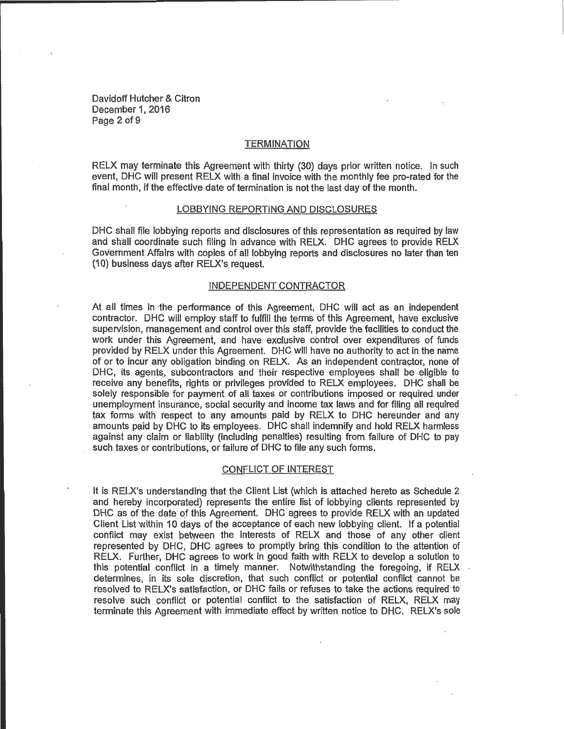## TERMINATION

RELX may terminate this Agreement with thirty (30) days prior written notice. In such event, DHC will present RELX with a final invoice with the monthly fee pro-rated for the final month, if the effective date of termination is not the last day of the month.

## LOBBYING REPORTING AND DISCLOSURES

DHC shall file lobbying reports and disclosures of this representation as required by law and shall coordinate such filing in advance with RELX. DHC agrees to provide RELX Government Affairs with copies of all lobbying reports and disclosures no later than ten (10) business days after RELX's request.

## INDEPENDENT CONTRACTOR

At all times in the performance of this Agreement, DHC will act as an independent contractor. DHC will employ staff to fulfill the terms of this Agreement, have exclusive supervision, management and control over this staff, provide the facilities to conduct the work under this Agreement, and have exclusive control over expenditures of funds provided by RELX under this Agreement. DHC will have no authority to act in the name of or to incur any obligation binding on RELX. As an independent contractor, none of DHC, its agents, subcontractors and their respective employees shall be eligible to receive any benefits, rights or privileges provided to RELX employees. DHC shall be solely responsible for payment of all taxes or contributions imposed or required under unemployment insurance, social security and income tax laws and for filing all required tax forms with respect to any amounts paid by RELX to DHC hereunder and any amounts paid by DHC to its employees. DHC shall indemnify and hold RELX harmless against any claim or liability (including penalties) resulting from failure of DHC to pay such taxes or contributions, or failure of DHC to file any such forms.

## CONFLICT OF INTEREST

It is RELX's understanding that the Client List (which is attached hereto as Schedule 2 and hereby incorporated) represents the entire list of lobbying clients represented by DHC as of the date of this Agreement. DHC agrees to provide RELX with an updated Client List within 10 days of the acceptance of each new lobbying client. If a potential conflict may exist between the interests of RELX and those of any other client represented by DHC, DHC agrees to promptly bring this condition to the attention of RELX. Further, DHC agrees to work in good faith with RELX to develop a solution to this potential conflict in a timely manner. Notwithstanding the foregoing, if RELX determines, in its sole discretion, that such conflict or potential conflict cannot be resolved to RELX's satisfaction, or DHC fails or refuses to take the actions required to resolve such conflict or potential conflict to the satisfaction of RELX, RELX may terminate this Agreement with immediate effect by written notice to DHC. RELX's sole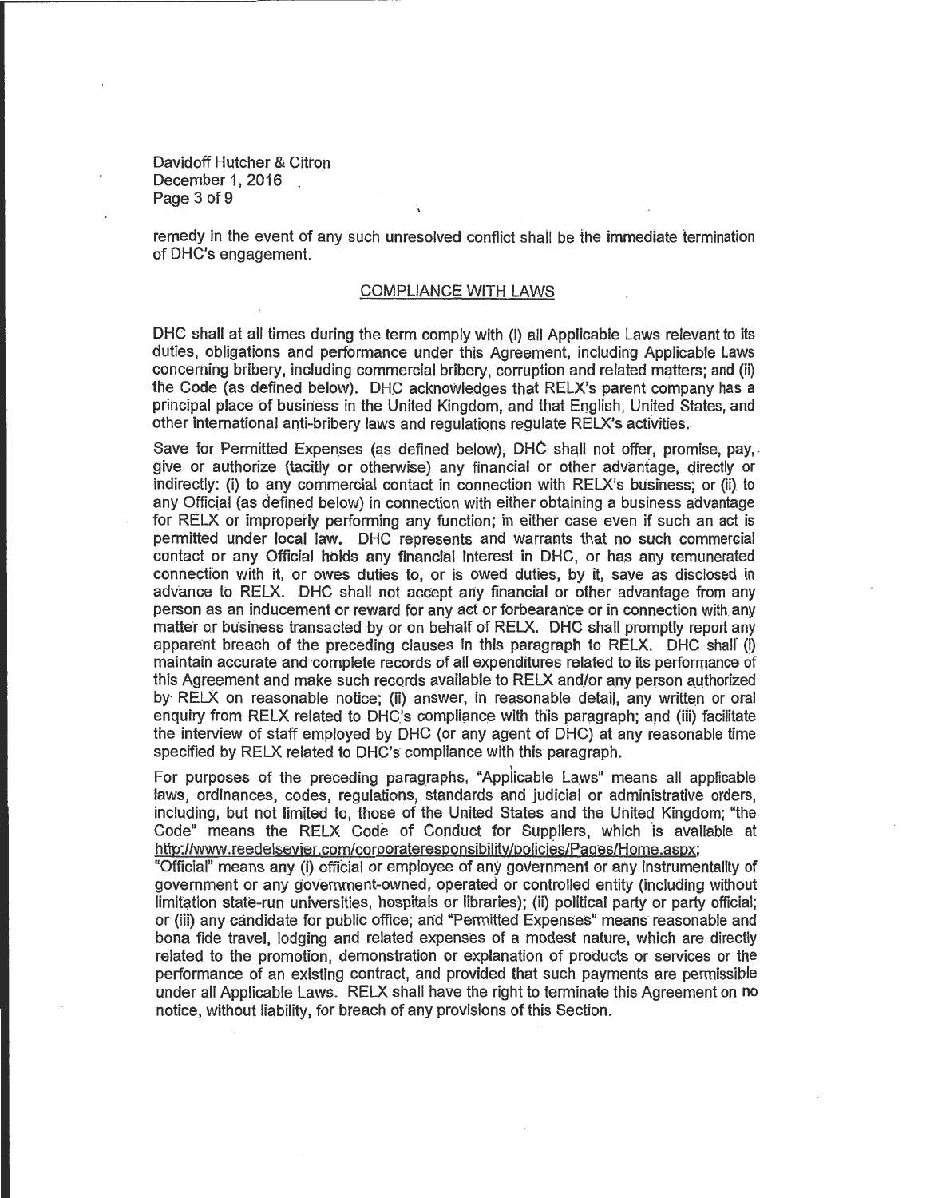remedy in the event of any such unresolved conflict shall be the immediate termination of DHC's engagement.

## COMPLIANCE WITH LAWS

DHC shall at all times during the term comply with (i) all Applicable Laws relevant to its duties, obligations and performance under this Agreement, including Applicable Laws concerning bribery, including commercial bribery, corruption and related matters; and (ii) the Code (as defined below). DHC acknowledges that RELX's parent company has a principal place of business in the United Kingdom, and that English, United States, and other international anti-bribery laws and regulations regulate RELX's activities.

Save for Permitted Expenses (as defined below), DHC shall not offer, promise, pay, give or authorize (tacitly or otherwise) any financial or other advantage, directly or indirectly: (i) to any commercial contact in connection with RELX's business; or (ii) to any Official (as defined below) in connection with either obtaining a business advantage for RELX or improperly performing any function; in either case even if such an act is permitted under local law. DHC represents and warrants that no such commercial contact or any Official holds any financial interest in DHC, or has any remunerated connection with it, or owes duties to, or is owed duties, by it, save as disclosed in advance to RELX. DHC shall not accept any financial or other advantage from any person as an inducement or reward for any act or forbearance or in connection with any matter or business transacted by or on behalf of RELX. DHC shall promptly report any apparent breach of the preceding clauses in this paragraph to RELX. DHC shall (i) maintain accurate and complete records of all expenditures related to its performance of this Agreement and make such records available to RELX and/or any person authorized by RELX on reasonable notice; (ii) answer, in reasonable detail, any written or oral enquiry from RELX related to DHC's compliance with this paragraph; and (iii) facilitate the interview of staff employed by DHC (or any agent of DHC) at any reasonable time specified by RELX related to DHC's compliance with this paragraph.

For purposes of the preceding paragraphs, "Applicable Laws" means all applicable laws, ordinances, codes, regulations, standards and judicial or administrative orders, including, but not limited to, those of the United States and the United Kingdom; "the Code" means the RELX Code of Conduct for Suppliers, which is available at http://www.reedelsevier.com/corporateresponsibility/policies/Pages/Home.aspx; "Official" means any (i) official or employee of any government or any instrumentality of government or any government-owned, operated or controlled entity (including without limitation state-run universities, hospitals or libraries); (ii) political party or party official; or (iii) any candidate for public office; and "Permitted Expenses" means reasonable and bona fide travel, lodging and related expenses of a modest nature, which are directly related to the promotion, demonstration or explanation of products or services or the performance of an existing contract, and provided that such payments are permissible under all Applicable Laws. RELX shall have the right to terminate this Agreement on no notice, without liability, for breach of any provisions of this Section.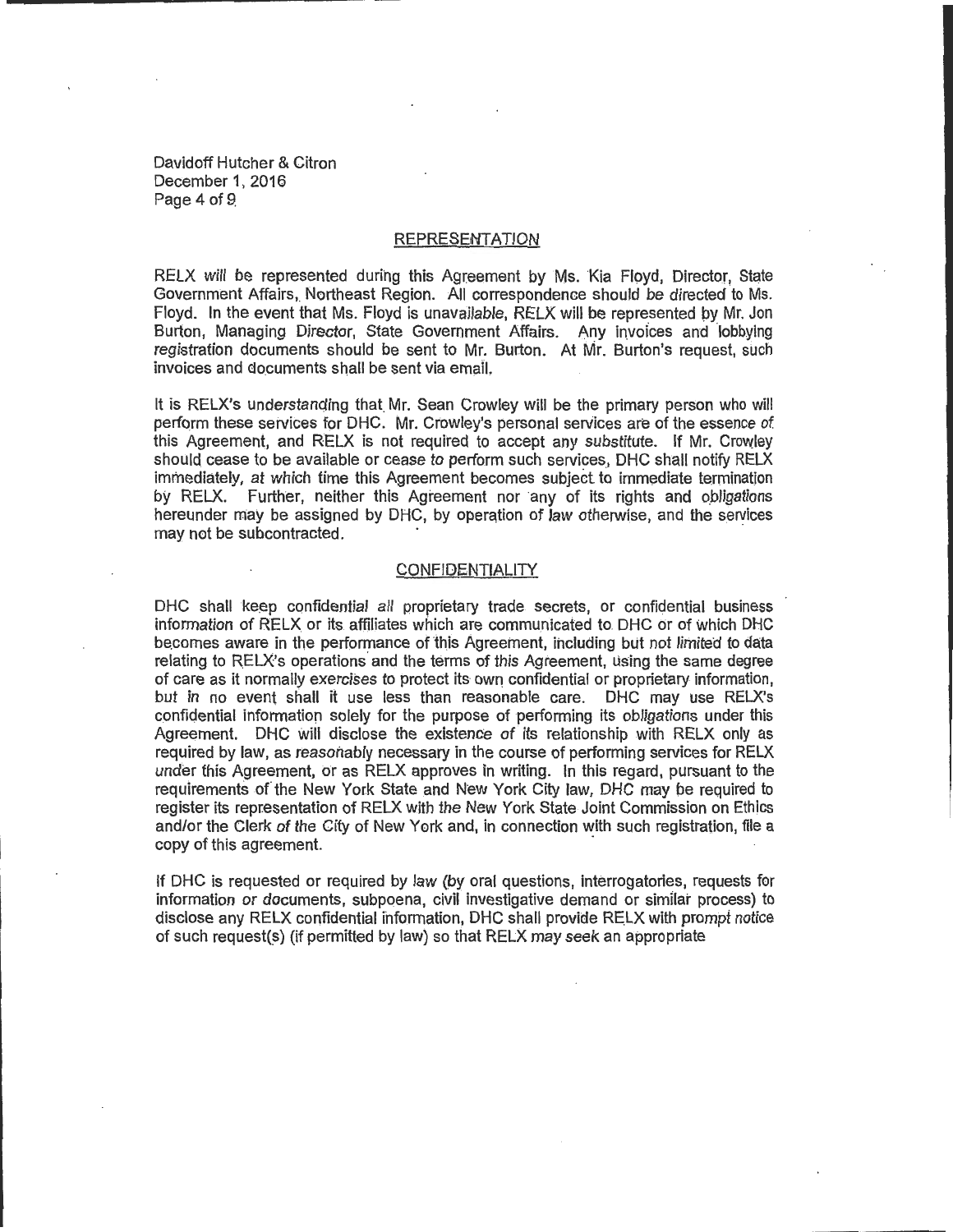## REPRESENTATION

RELX will be represented during this Agreement by Ms. Kia Floyd, Director, State Government Affairs, Northeast Region. All correspondence should be directed to Ms. Floyd. In the event that Ms. Floyd is unavailable, RELX will be represented by Mr. Jon Burton, Managing Director, State Government Affairs. Any invoices and lobbying registration documents should be sent to Mr. Burton. At Mr. Burton's request, such invoices and documents shall be sent via email.

It is RELX's understanding that Mr. Sean Crowley will be the primary person who will perform these services for DHC. Mr. Crowley's personal services are of the essence of this Agreement, and RELX is not required to accept any substitute. If Mr. Crowley should cease to be available or cease to perform such services, DHC shall notify RELX immediately, at which time this Agreement becomes subject to immediate termination by RELX. Further, neither this Agreement nor any of its rights and obligations hereunder may be assigned by DHC, by operation of law otherwise, and the services may not be subcontracted.

## CONFIDENTIALITY

DHC shall keep confidential all proprietary trade secrets, or confidential business information of RELX or its affiliates which are communicated to DHC or of which DHC becomes aware in the performance of this Agreement, including but not limited to data relating to RELX's operations and the terms of this Agreement, using the same degree of care as it normally exercises to protect its own confidential or proprietary information, but in no event shall it use less than reasonable care. DHC may use RELX's confidential information solely for the purpose of performing its obligations under this Agreement. DHC will disclose the existence of its relationship with RELX only as required by law, as reasonably necessary in the course of performing services for RELX under this Agreement, or as RELX approves in writing. In this regard, pursuant to the requirements of the New York State and New York City law, DHC may be required to register its representation of RELX with the New York State Joint Commission on Ethics and/or the Clerk of the City of New York and, in connection with such registration, file a copy of this agreement.

If DHC is requested or required by law (by oral questions, interrogatories, requests for information or documents, subpoena, civil investigative demand or similar process) to disclose any RELX confidential information, DHC shall provide RELX with prompt notice of such request(s) (if permitted by law) so that RELX may seek an appropriate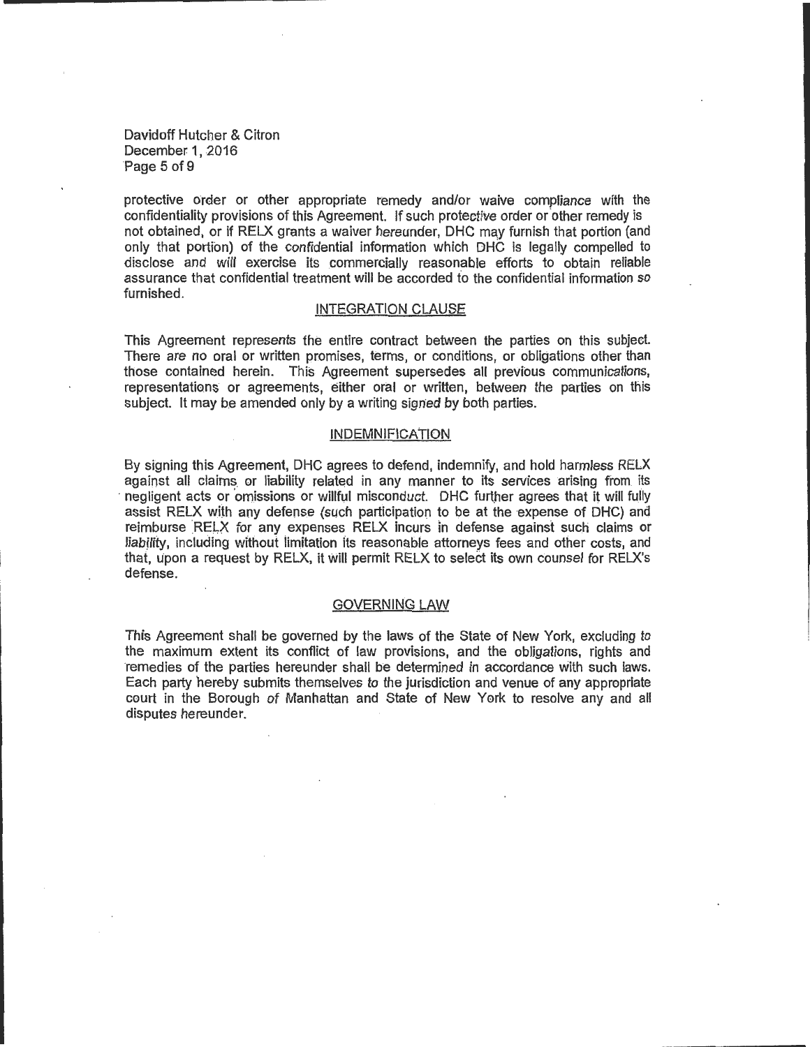protective order or other appropriate remedy and/or waive compliance with the confidentiality provisions of this Agreement. If such protective order or other remedy is not obtained, or if RELX grants a waiver hereunder, DHC may furnish that portion (and only that portion) of the confidential information which DHC is legally compelled to disclose and will exercise its commercially reasonable efforts to obtain reliable assurance that confidential treatment will be accorded to the confidential information so furnished.

## INTEGRATION CLAUSE

This Agreement represents the entire contract between the parties on this subject. There are no oral or written promises, terms, or conditions, or obligations other than those contained herein. This Agreement supersedes all previous communications, representations or agreements, either oral or written, between the parties on this subject. It may be amended only by a writing signed by both parties.

## INDEMNIFICATION

By signing this Agreement, DHC agrees to defend, indemnify, and hold harmless RELX against all claims or liability related in any manner to its services arising from its negligent acts or omissions or willful misconduct. DHC further agrees that it will fully assist RELX with any defense (such participation to be at the expense of DHC) and reimburse RELX for any expenses RELX incurs in defense against such claims or liability, including without limitation its reasonable attorneys fees and other costs, and that, upon a request by RELX, it will permit RELX to select its own counsel for RELX's defense.

## GOVERNING LAW

This Agreement shall be governed by the laws of the State of New York, excluding to the maximum extent its conflict of law provisions, and the obligations, rights and remedies of the parties hereunder shall be determined in accordance with such laws. Each party hereby submits themselves to the jurisdiction and venue of any appropriate court in the Borough of Manhattan and State of New York to resolve any and all disputes hereunder.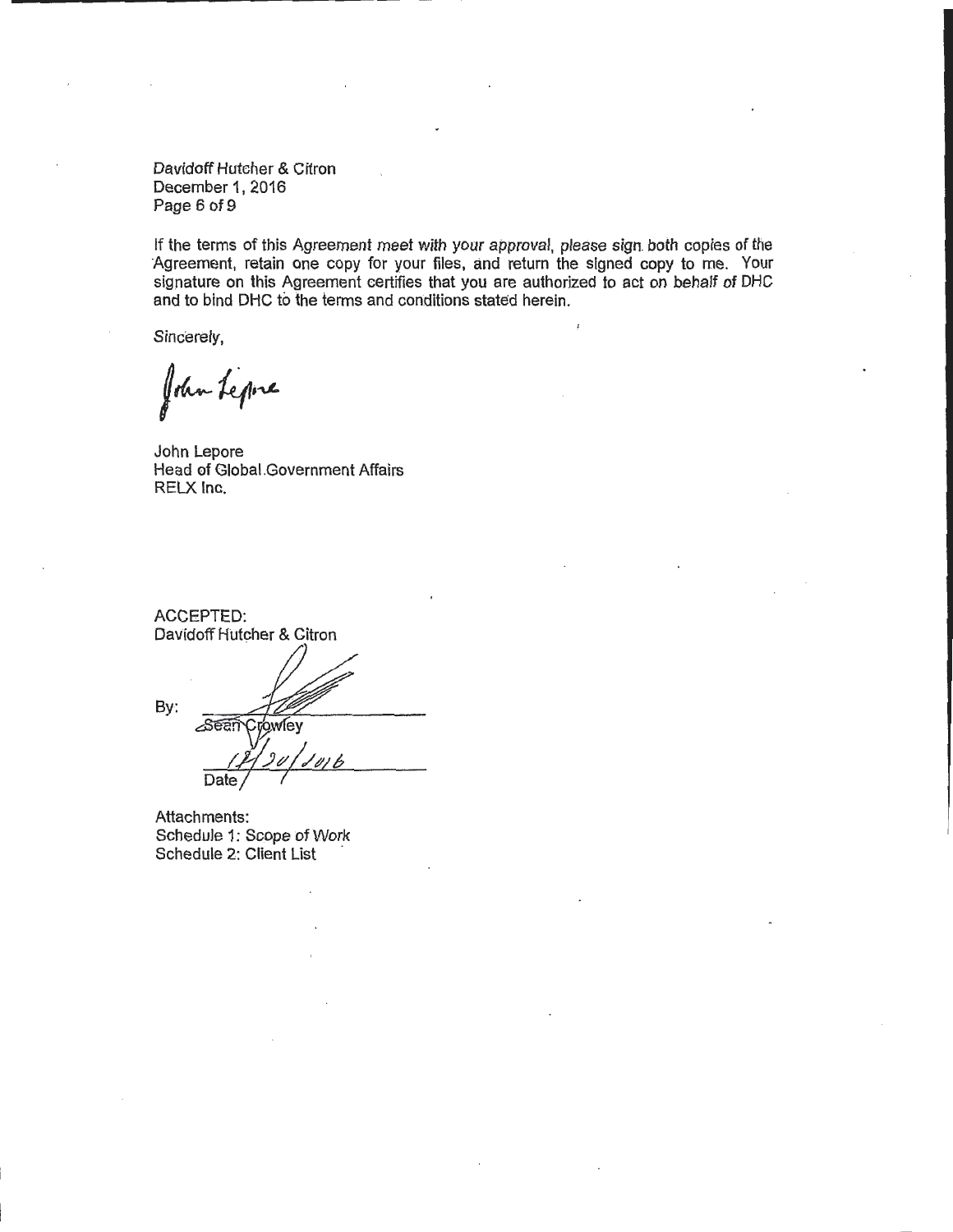If the terms of this Agreement meet with your approval, please sign both copies of the Agreement, retain one copy for your files, and return the signed copy to me. Your signature on this Agreement certifies that you are authorized to act on behalf of DHC and to bind DHC to the terms and conditions stated herein.

Sincerely,

John Lepore

John Lepore
Head of Global Government Affairs
RELX Inc.

ACCEPTED:
Davidoff Hutcher & Citron

By: ______________________
Sean Crowley

12/20/2016
Date

Attachments:
Schedule 1: Scope of Work
Schedule 2: Client List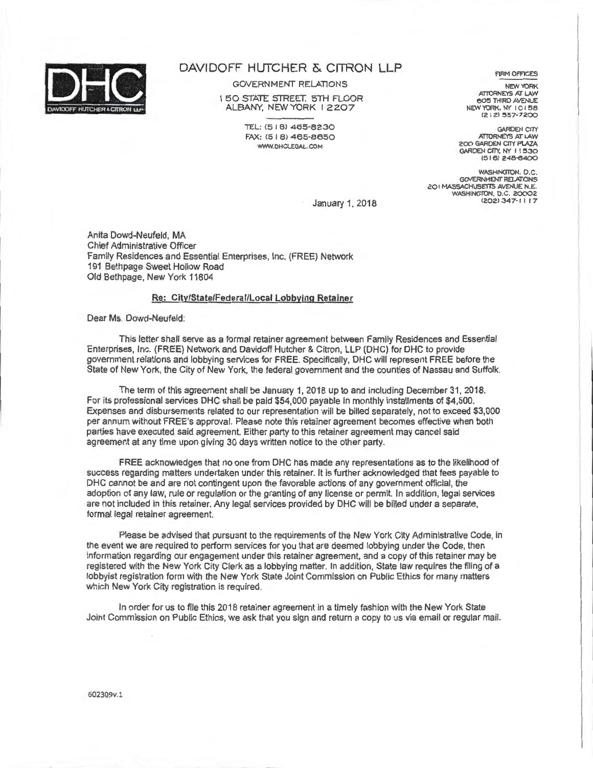# DAVIDOFF HUTCHER & CITRON LLP

GOVERNMENT RELATIONS

150 STATE STREET. 5TH FLOOR
ALBANY, NEW YORK 12207

TEL: (518) 465-8230
FAX: (518) 465-8650
WWW.DHCLEGAL.COM

FIRM OFFICES

NEW YORK
ATTORNEYS AT LAW
605 THIRD AVENUE
NEW YORK, NY 10158
(212) 557-7200

GARDEN CITY
ATTORNEYS AT LAW
200 GARDEN CITY PLAZA
GARDEN CITY, NY 11530
(516) 248-6400

WASHINGTON, D.C.
GOVERNMENT RELATIONS
201 MASSACHUSETTS AVENUE N.E.
WASHINGTON, D.C. 20002
(202) 347-1117

January 1, 2018

Anita Dowd-Neufeld, MA
Chief Administrative Officer
Family Residences and Essential Enterprises, Inc. (FREE) Network
191 Bethpage Sweet Hollow Road
Old Bethpage, New York 11804

**Re: City/State/Federal/Local Lobbying Retainer**

Dear Ms. Dowd-Neufeld:

This letter shall serve as a formal retainer agreement between Family Residences and Essential Enterprises, Inc. (FREE) Network and Davidoff Hutcher & Citron, LLP (DHC) for DHC to provide government relations and lobbying services for FREE. Specifically, DHC will represent FREE before the State of New York, the City of New York, the federal government and the counties of Nassau and Suffolk.

The term of this agreement shall be January 1, 2018 up to and including December 31, 2018. For its professional services DHC shall be paid $54,000 payable in monthly installments of $4,500. Expenses and disbursements related to our representation will be billed separately, not to exceed $3,000 per annum without FREE's approval. Please note this retainer agreement becomes effective when both parties have executed said agreement. Either party to this retainer agreement may cancel said agreement at any time upon giving 30 days written notice to the other party.

FREE acknowledges that no one from DHC has made any representations as to the likelihood of success regarding matters undertaken under this retainer. It is further acknowledged that fees payable to DHC cannot be and are not contingent upon the favorable actions of any government official, the adoption of any law, rule or regulation or the granting of any license or permit. In addition, legal services are not included in this retainer. Any legal services provided by DHC will be billed under a separate, formal legal retainer agreement.

Please be advised that pursuant to the requirements of the New York City Administrative Code, in the event we are required to perform services for you that are deemed lobbying under the Code, then information regarding our engagement under this retainer agreement, and a copy of this retainer may be registered with the New York City Clerk as a lobbying matter. In addition, State law requires the filing of a lobbyist registration form with the New York State Joint Commission on Public Ethics for many matters which New York City registration is required.

In order for us to file this 2018 retainer agreement in a timely fashion with the New York State Joint Commission on Public Ethics, we ask that you sign and return a copy to us via email or regular mail.

602309v.1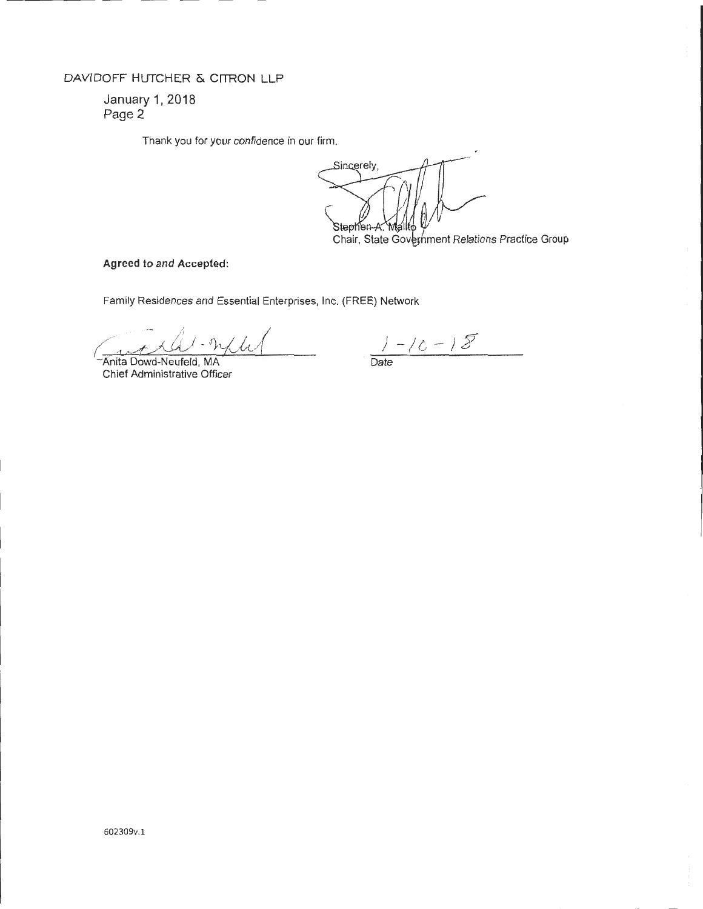DAVIDOFF HUTCHER & CITRON LLP

January 1, 2018
Page 2

Thank you for your confidence in our firm.

Sincerely,

Stephen A. Mallto
Chair, State Government Relations Practice Group

**Agreed to and Accepted:**

Family Residences and Essential Enterprises, Inc. (FREE) Network

Anita Dowd-Neufeld, MA
Chief Administrative Officer

1-10-18
Date

602309v.1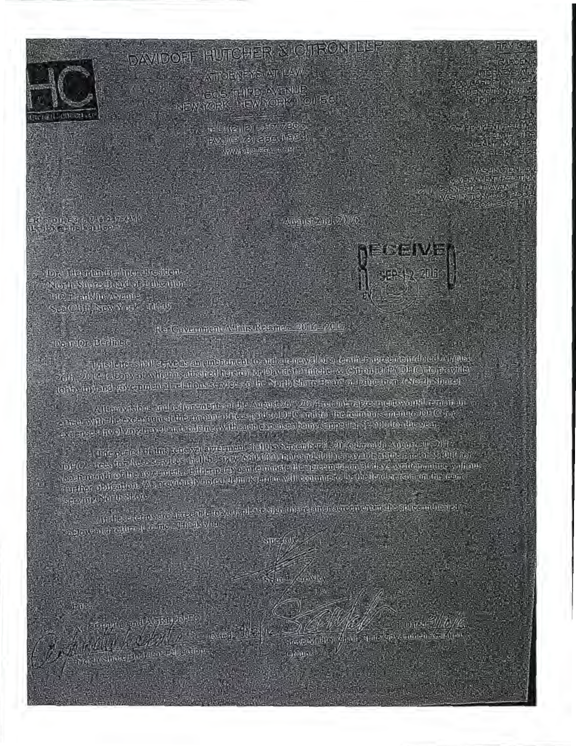DAVIDOFF HUTCHER & CITRON LLP

ATTORNEYS AT LAW

605 THIRD AVENUE

NEW YORK, NEW YORK 10158

TEL (212) 557-7200

FAX (212) 286-1884

WWW.DHCLEGAL.COM

August 2nd, 2016

Dr. Herman Berliner, President

North Shore Board of Education

112 Franklin Avenue

Sea Cliff, New York 11579

RECEIVED SEP 12 2016

Re: Government Affairs Retainer - 2016 - 2017

Dear Dr. Berliner:

This letter shall serve as an amendment to and a renewal of a retainer agreement dated August 26th, 2014 (a copy of which is attached hereto) for Davidoff Hutcher & Citron LLP (DHC) to provide lobbying and governmental relations services to the North Shore Board of Education (North Shore).

All provisions and requirements of the August 26th, 2014 retainer agreement would remain in effect with the exception of the amount of fees paid to DHC and for the reimbursement to DHC for expenses involving travel and lodging, with such expenses being capped at $2,500 for the year.

The period of this renewal agreement shall be September 1, 2016 through August 31, 2017. DHC's fees for these services shall be sixty ($60,000) thousand dollars payable at the rate of $5,000 for each month of the agreement. Either party can terminate the agreement on 30 days written notice without further obligation. As previously noted, John Kiernan will continue to be the lead person on the team serving North Shore.

If these terms are agreeable to you, please sign this retainer agreement in the space indicated below and return it to me. Thank you.

Sincerely,

Stanley Crowley

Encl.

ACCEPTED and AGREED TO:

North Shore Board of Education

Dated:

Steve Malito, Chair State Government Relations Group

Dated: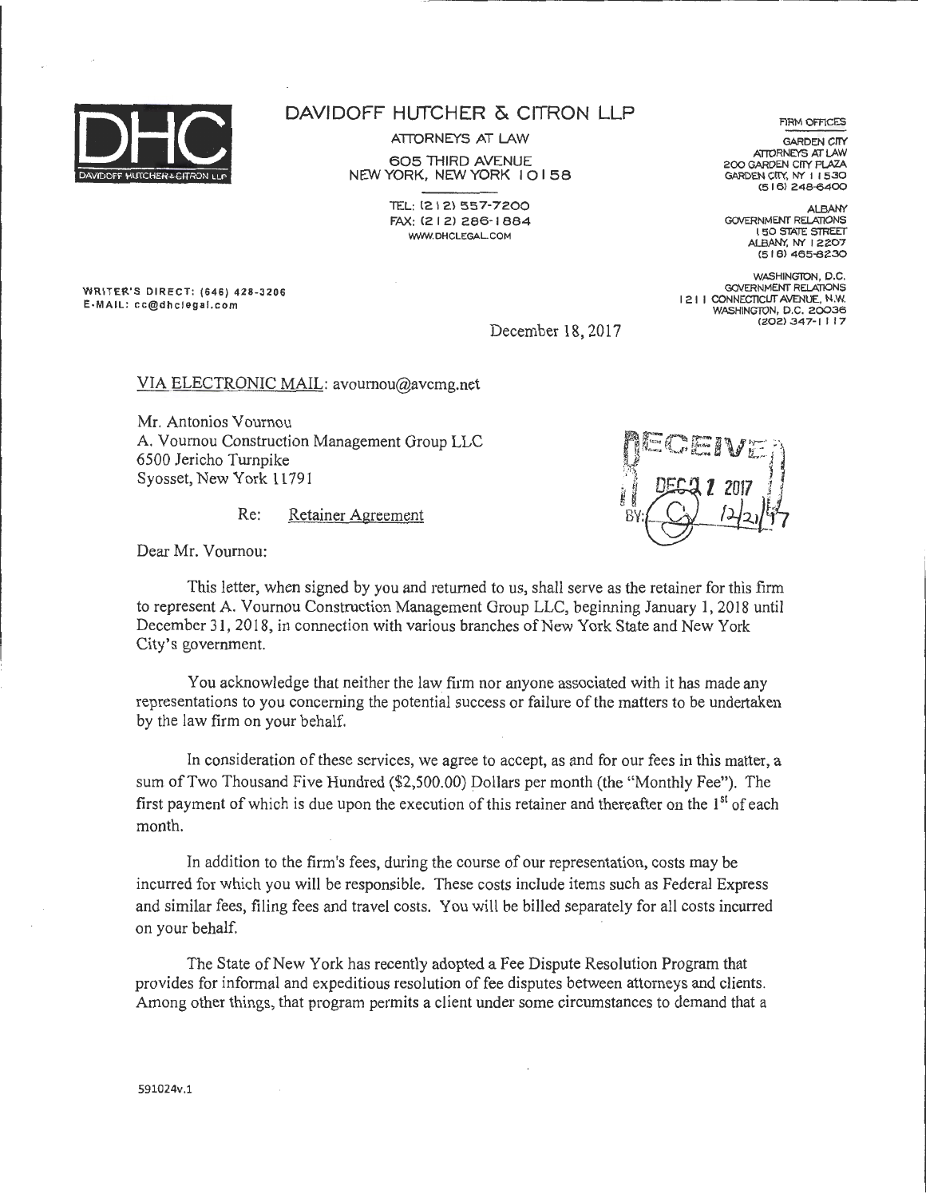# DAVIDOFF HUTCHER & CITRON LLP

ATTORNEYS AT LAW
605 THIRD AVENUE
NEW YORK, NEW YORK 10158

TEL: (212) 557-7200
FAX: (212) 286-1884
WWW.DHCLEGAL.COM

FIRM OFFICES

GARDEN CITY
ATTORNEYS AT LAW
200 GARDEN CITY PLAZA
GARDEN CITY, NY 11530
(516) 248-6400

ALBANY
GOVERNMENT RELATIONS
150 STATE STREET
ALBANY, NY 12207
(518) 465-8230

WASHINGTON, D.C.
GOVERNMENT RELATIONS
1211 CONNECTICUT AVENUE, N.W.
WASHINGTON, D.C. 20036
(202) 347-1117

WRITER'S DIRECT: (646) 428-3206
E-MAIL: cc@dhclegal.com

December 18, 2017

VIA ELECTRONIC MAIL: avournou@avcmg.net

Mr. Antonios Vournou
A. Vournou Construction Management Group LLC
6500 Jericho Turnpike
Syosset, New York 11791

RECEIVED
DEC 21 2017
BY: 12/21/17

Re: Retainer Agreement

Dear Mr. Vournou:

This letter, when signed by you and returned to us, shall serve as the retainer for this firm to represent A. Vournou Construction Management Group LLC, beginning January 1, 2018 until December 31, 2018, in connection with various branches of New York State and New York City's government.

You acknowledge that neither the law firm nor anyone associated with it has made any representations to you concerning the potential success or failure of the matters to be undertaken by the law firm on your behalf.

In consideration of these services, we agree to accept, as and for our fees in this matter, a sum of Two Thousand Five Hundred ($2,500.00) Dollars per month (the "Monthly Fee"). The first payment of which is due upon the execution of this retainer and thereafter on the 1st of each month.

In addition to the firm's fees, during the course of our representation, costs may be incurred for which you will be responsible. These costs include items such as Federal Express and similar fees, filing fees and travel costs. You will be billed separately for all costs incurred on your behalf.

The State of New York has recently adopted a Fee Dispute Resolution Program that provides for informal and expeditious resolution of fee disputes between attorneys and clients. Among other things, that program permits a client under some circumstances to demand that a

591024v.1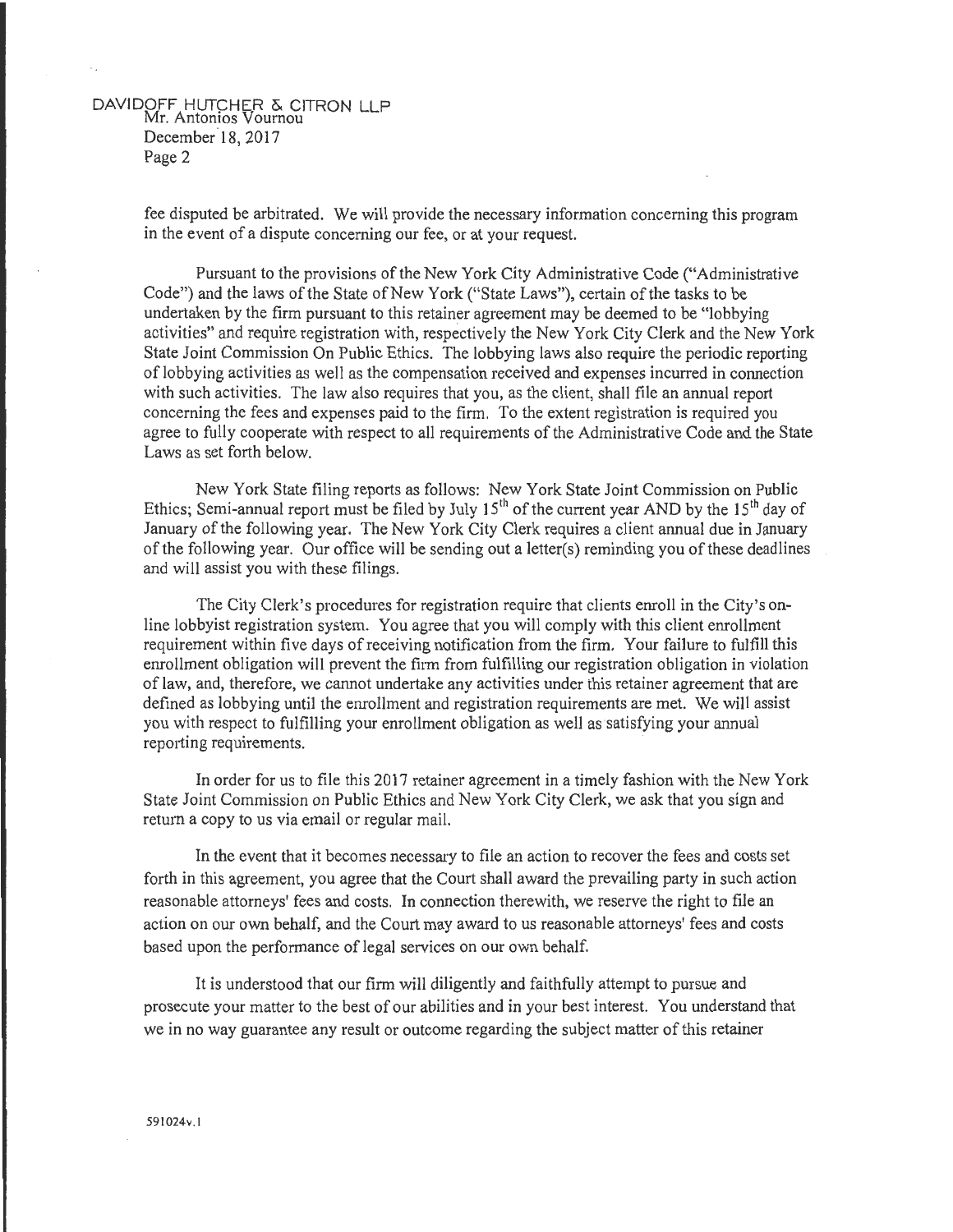fee disputed be arbitrated. We will provide the necessary information concerning this program in the event of a dispute concerning our fee, or at your request.

Pursuant to the provisions of the New York City Administrative Code ("Administrative Code") and the laws of the State of New York ("State Laws"), certain of the tasks to be undertaken by the firm pursuant to this retainer agreement may be deemed to be "lobbying activities" and require registration with, respectively the New York City Clerk and the New York State Joint Commission On Public Ethics. The lobbying laws also require the periodic reporting of lobbying activities as well as the compensation received and expenses incurred in connection with such activities. The law also requires that you, as the client, shall file an annual report concerning the fees and expenses paid to the firm. To the extent registration is required you agree to fully cooperate with respect to all requirements of the Administrative Code and the State Laws as set forth below.

New York State filing reports as follows: New York State Joint Commission on Public Ethics; Semi-annual report must be filed by July 15th of the current year AND by the 15th day of January of the following year. The New York City Clerk requires a client annual due in January of the following year. Our office will be sending out a letter(s) reminding you of these deadlines and will assist you with these filings.

The City Clerk's procedures for registration require that clients enroll in the City's on-line lobbyist registration system. You agree that you will comply with this client enrollment requirement within five days of receiving notification from the firm. Your failure to fulfill this enrollment obligation will prevent the firm from fulfilling our registration obligation in violation of law, and, therefore, we cannot undertake any activities under this retainer agreement that are defined as lobbying until the enrollment and registration requirements are met. We will assist you with respect to fulfilling your enrollment obligation as well as satisfying your annual reporting requirements.

In order for us to file this 2017 retainer agreement in a timely fashion with the New York State Joint Commission on Public Ethics and New York City Clerk, we ask that you sign and return a copy to us via email or regular mail.

In the event that it becomes necessary to file an action to recover the fees and costs set forth in this agreement, you agree that the Court shall award the prevailing party in such action reasonable attorneys' fees and costs. In connection therewith, we reserve the right to file an action on our own behalf, and the Court may award to us reasonable attorneys' fees and costs based upon the performance of legal services on our own behalf.

It is understood that our firm will diligently and faithfully attempt to pursue and prosecute your matter to the best of our abilities and in your best interest. You understand that we in no way guarantee any result or outcome regarding the subject matter of this retainer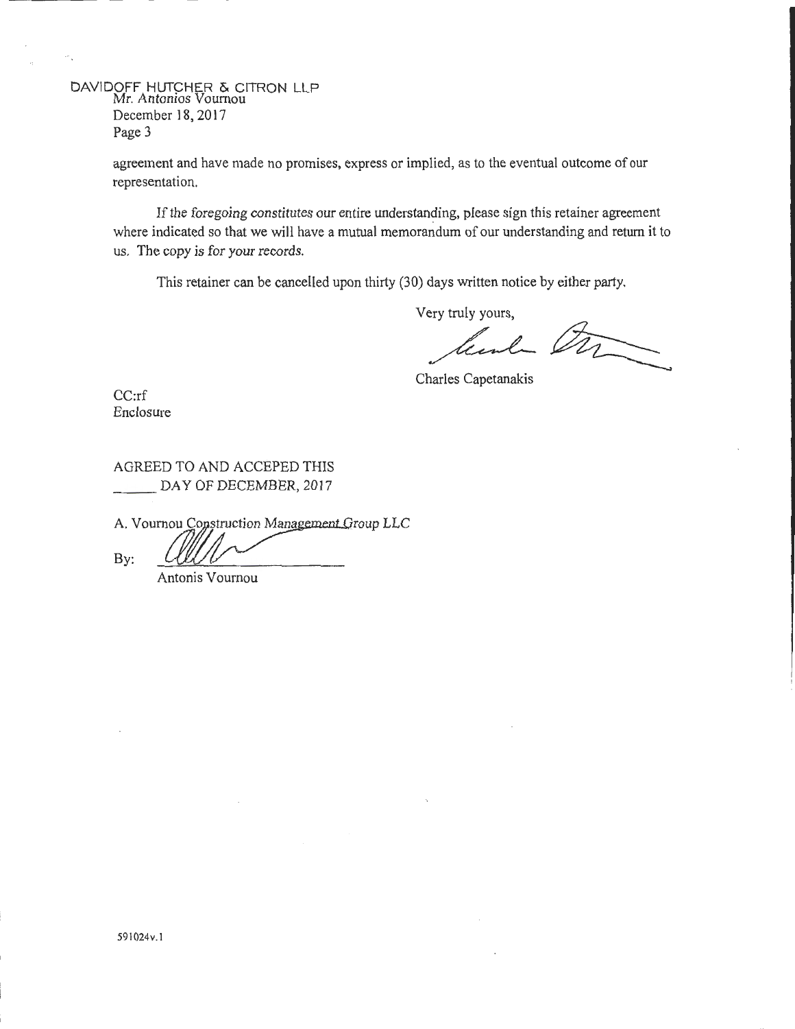DAVIDOFF HUTCHER & CITRON LLP
Mr. Antonios Vournou
December 18, 2017
Page 3

agreement and have made no promises, express or implied, as to the eventual outcome of our representation.

If the foregoing constitutes our entire understanding, please sign this retainer agreement where indicated so that we will have a mutual memorandum of our understanding and return it to us. The copy is for your records.

This retainer can be cancelled upon thirty (30) days written notice by either party.

Very truly yours,

Charles Capetanakis

CC:rf
Enclosure

AGREED TO AND ACCEPED THIS
\_\_\_\_\_ DAY OF DECEMBER, 2017

A. Vournou Construction Management Group LLC

By: \_\_\_\_\_\_\_\_\_\_\_\_\_\_\_\_\_\_\_\_\_\_\_\_
Antonis Vournou

591024v.1